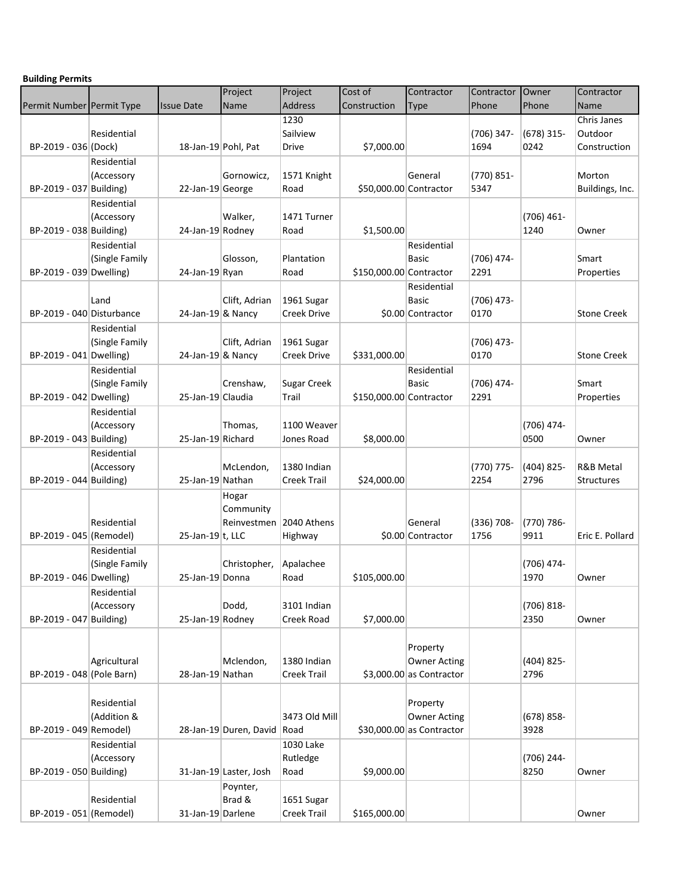**Building Permits**

| Permit Number | Permit Type | Issue Date | Project Name | Project Address | Cost of Construction | Contractor Type | Contractor Phone | Owner Phone | Contractor Name |
|---|---|---|---|---|---|---|---|---|---|
| BP-2019 - 036 | Residential (Dock) | 18-Jan-19 | Pohl, Pat | 1230 Sailview Drive | $7,000.00 | | (706) 347-1694 | (678) 315-0242 | Chris Janes Outdoor Construction |
| BP-2019 - 037 | Residential (Accessory Building) | 22-Jan-19 | Gornowicz, George | 1571 Knight Road | $50,000.00 | General Contractor | (770) 851-5347 | | Morton Buildings, Inc. |
| BP-2019 - 038 | Residential (Accessory Building) | 24-Jan-19 | Walker, Rodney | 1471 Turner Road | $1,500.00 | | | (706) 461-1240 | Owner |
| BP-2019 - 039 | Residential (Single Family Dwelling) | 24-Jan-19 | Glosson, Ryan | Plantation Road | $150,000.00 | Residential Basic Contractor | (706) 474-2291 | | Smart Properties |
| BP-2019 - 040 | Land Disturbance | 24-Jan-19 | Clift, Adrian & Nancy | 1961 Sugar Creek Drive | $0.00 | Residential Basic Contractor | (706) 473-0170 | | Stone Creek |
| BP-2019 - 041 | Residential (Single Family Dwelling) | 24-Jan-19 | Clift, Adrian & Nancy | 1961 Sugar Creek Drive | $331,000.00 | | (706) 473-0170 | | Stone Creek |
| BP-2019 - 042 | Residential (Single Family Dwelling) | 25-Jan-19 | Crenshaw, Claudia | Sugar Creek Trail | $150,000.00 | Residential Basic Contractor | (706) 474-2291 | | Smart Properties |
| BP-2019 - 043 | Residential (Accessory Building) | 25-Jan-19 | Thomas, Richard | 1100 Weaver Jones Road | $8,000.00 | | | (706) 474-0500 | Owner |
| BP-2019 - 044 | Residential (Accessory Building) | 25-Jan-19 | McLendon, Nathan | 1380 Indian Creek Trail | $24,000.00 | | (770) 775-2254 | (404) 825-2796 | R&B Metal Structures |
| BP-2019 - 045 | Residential (Remodel) | 25-Jan-19 | Hogar Community Reinvestment, LLC | 2040 Athens Highway | $0.00 | General Contractor | (336) 708-1756 | (770) 786-9911 | Eric E. Pollard |
| BP-2019 - 046 | Residential (Single Family Dwelling) | 25-Jan-19 | Christopher, Donna | Apalachee Road | $105,000.00 | | | (706) 474-1970 | Owner |
| BP-2019 - 047 | Residential (Accessory Building) | 25-Jan-19 | Dodd, Rodney | 3101 Indian Creek Road | $7,000.00 | | | (706) 818-2350 | Owner |
| BP-2019 - 048 | Agricultural (Pole Barn) | 28-Jan-19 | Mclendon, Nathan | 1380 Indian Creek Trail | $3,000.00 | Property Owner Acting as Contractor | | (404) 825-2796 | |
| BP-2019 - 049 | Residential (Addition & Remodel) | 28-Jan-19 | Duren, David | 3473 Old Mill Road | $30,000.00 | Property Owner Acting as Contractor | | (678) 858-3928 | |
| BP-2019 - 050 | Residential (Accessory Building) | 31-Jan-19 | Laster, Josh | 1030 Lake Rutledge Road | $9,000.00 | | | (706) 244-8250 | Owner |
| BP-2019 - 051 | Residential (Remodel) | 31-Jan-19 | Poynter, Brad & Darlene | 1651 Sugar Creek Trail | $165,000.00 | | | | Owner |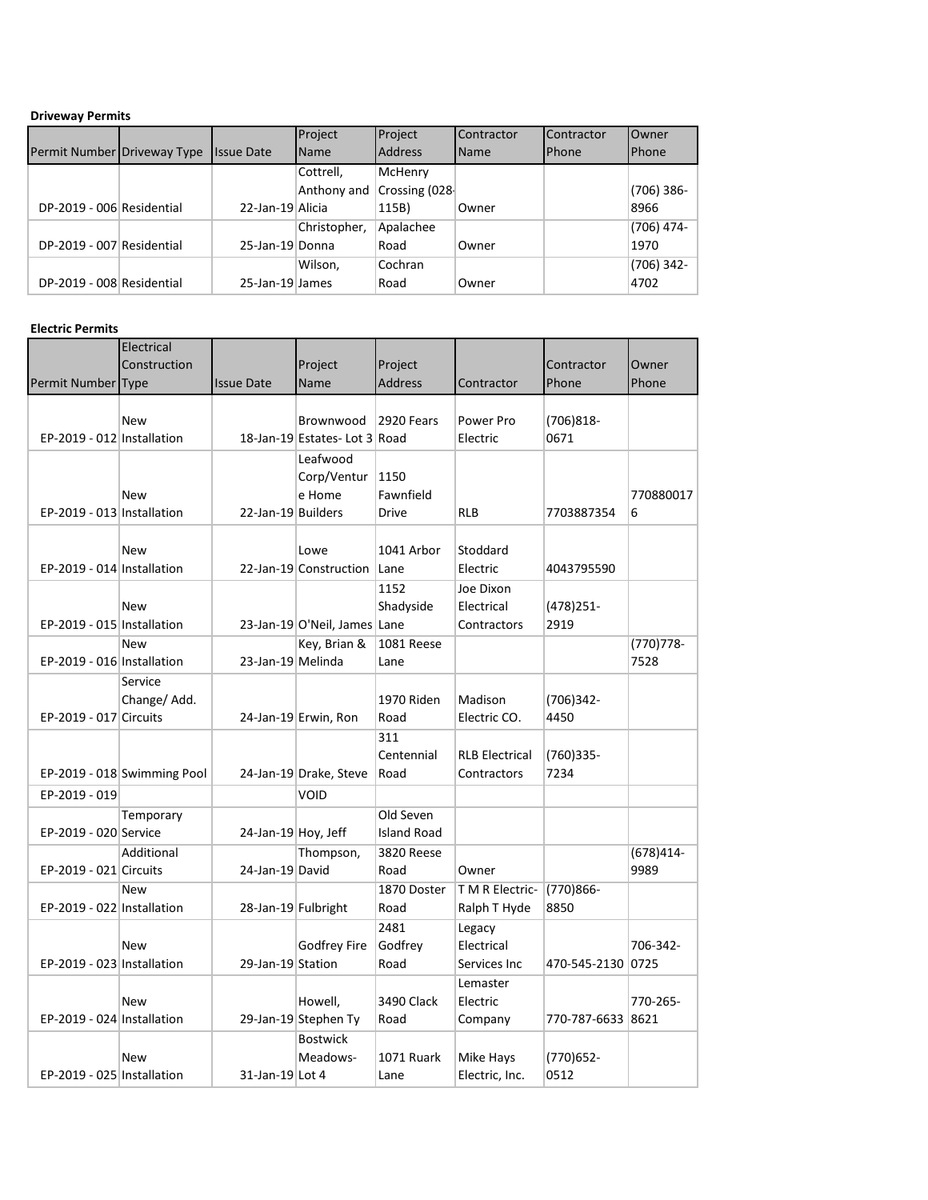**Driveway Permits**

| Permit Number | Driveway Type | Issue Date | Project Name | Project Address | Contractor Name | Contractor Phone | Owner Phone |
|---|---|---|---|---|---|---|---|
| DP-2019 - 006 | Residential | 22-Jan-19 | Cottrell, Anthony and Alicia | McHenry Crossing (028-115B) | Owner | | (706) 386-8966 |
| DP-2019 - 007 | Residential | 25-Jan-19 | Christopher, Donna | Apalachee Road | Owner | | (706) 474-1970 |
| DP-2019 - 008 | Residential | 25-Jan-19 | Wilson, James | Cochran Road | Owner | | (706) 342-4702 |

**Electric Permits**

| Permit Number | Electrical Construction Type | Issue Date | Project Name | Project Address | Contractor | Contractor Phone | Owner Phone |
|---|---|---|---|---|---|---|---|
| EP-2019 - 012 | New Installation | 18-Jan-19 | Brownwood Estates- Lot 3 | 2920 Fears Road | Power Pro Electric | (706)818-0671 | |
| EP-2019 - 013 | New Installation | 22-Jan-19 | Leafwood Corp/Venture Home Builders | 1150 Fawnfield Drive | RLB | 7703887354 | 7708800176 |
| EP-2019 - 014 | New Installation | 22-Jan-19 | Lowe Construction | 1041 Arbor Lane | Stoddard Electric | 4043795590 | |
| EP-2019 - 015 | New Installation | 23-Jan-19 | O'Neil, James | 1152 Shadyside Lane | Joe Dixon Electrical Contractors | (478)251-2919 | |
| EP-2019 - 016 | New Installation | 23-Jan-19 | Key, Brian & Melinda | 1081 Reese Lane | | | (770)778-7528 |
| EP-2019 - 017 | Service Change/ Add. Circuits | 24-Jan-19 | Erwin, Ron | 1970 Riden Road | Madison Electric CO. | (706)342-4450 | |
| EP-2019 - 018 | Swimming Pool | 24-Jan-19 | Drake, Steve | 311 Centennial Road | RLB Electrical Contractors | (760)335-7234 | |
| EP-2019 - 019 | | | VOID | | | | |
| EP-2019 - 020 | Temporary Service | 24-Jan-19 | Hoy, Jeff | Old Seven Island Road | | | |
| EP-2019 - 021 | Additional Circuits | 24-Jan-19 | Thompson, David | 3820 Reese Road | Owner | | (678)414-9989 |
| EP-2019 - 022 | New Installation | 28-Jan-19 | Fulbright | 1870 Doster Road | T M R Electric-Ralph T Hyde | (770)866-8850 | |
| EP-2019 - 023 | New Installation | 29-Jan-19 | Godfrey Fire Station | 2481 Godfrey Road | Legacy Electrical Services Inc | 470-545-2130 | 706-342-0725 |
| EP-2019 - 024 | New Installation | 29-Jan-19 | Howell, Stephen Ty | 3490 Clack Road | Lemaster Electric Company | 770-787-6633 | 770-265-8621 |
| EP-2019 - 025 | New Installation | 31-Jan-19 | Bostwick Meadows-Lot 4 | 1071 Ruark Lane | Mike Hays Electric, Inc. | (770)652-0512 | |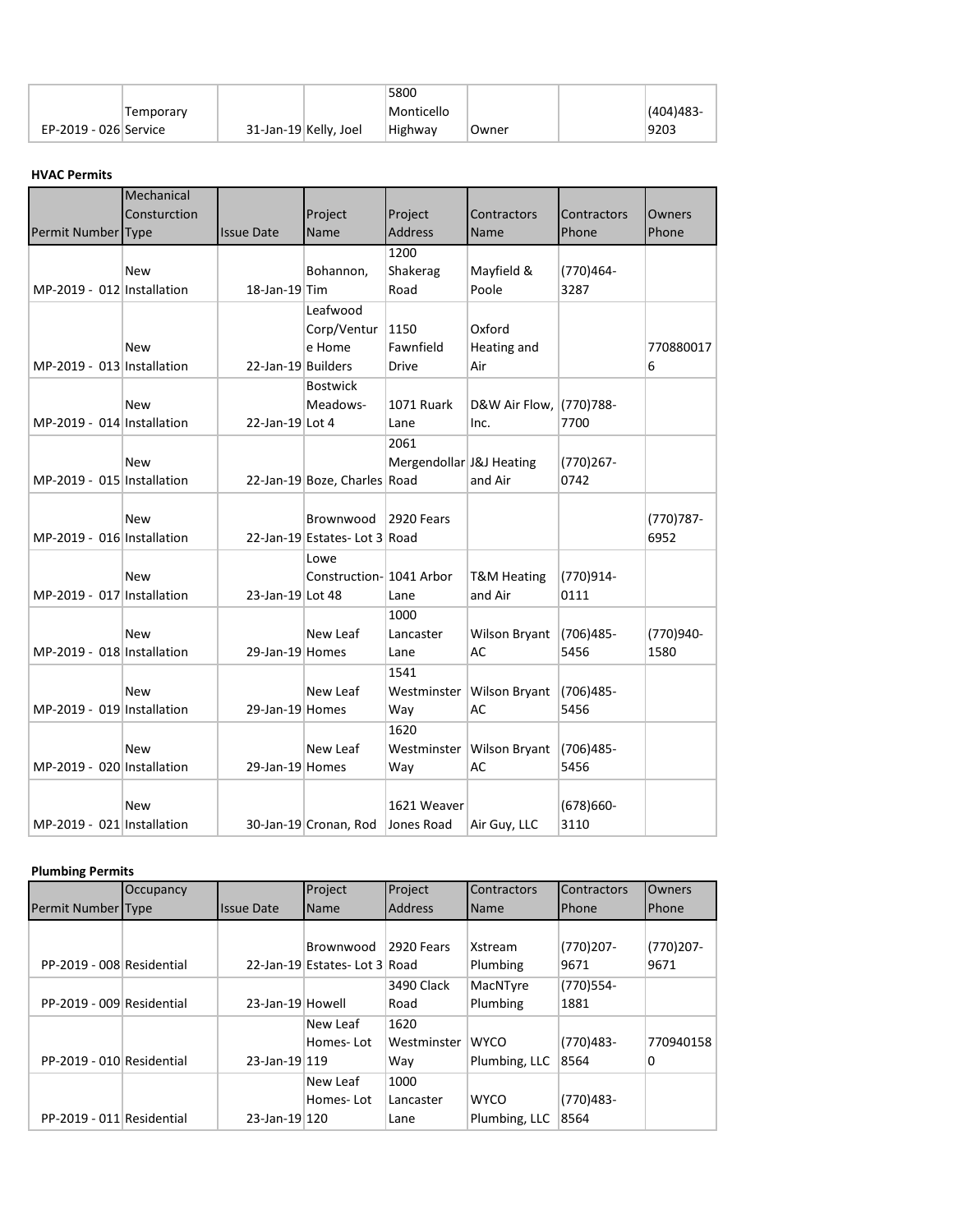| | | | | | | | |
|---|---|---|---|---|---|---|---|
| EP-2019 - 026 | Temporary Service | 31-Jan-19 | Kelly, Joel | 5800 Monticello Highway | Owner | | (404)483-9203 |

**HVAC Permits**

| Permit Number | Mechanical Consturction Type | Issue Date | Project Name | Project Address | Contractors Name | Contractors Phone | Owners Phone |
|---|---|---|---|---|---|---|---|
| MP-2019 - 012 | New Installation | 18-Jan-19 | Bohannon, Tim | 1200 Shakerag Road | Mayfield & Poole | (770)464-3287 | |
| MP-2019 - 013 | New Installation | 22-Jan-19 | Leafwood Corp/Venture Home Builders | 1150 Fawnfield Drive | Oxford Heating and Air | | 7708800176 |
| MP-2019 - 014 | New Installation | 22-Jan-19 | Bostwick Meadows- Lot 4 | 1071 Ruark Lane | D&W Air Flow, Inc. | (770)788-7700 | |
| MP-2019 - 015 | New Installation | 22-Jan-19 | Boze, Charles | 2061 Mergendollar Road | J&J Heating and Air | (770)267-0742 | |
| MP-2019 - 016 | New Installation | 22-Jan-19 | Brownwood Estates- Lot 3 | 2920 Fears Road | | | (770)787-6952 |
| MP-2019 - 017 | New Installation | 23-Jan-19 | Lowe Construction- Lot 48 | 1041 Arbor Lane | T&M Heating and Air | (770)914-0111 | |
| MP-2019 - 018 | New Installation | 29-Jan-19 | New Leaf Homes | 1000 Lancaster Lane | Wilson Bryant AC | (706)485-5456 | (770)940-1580 |
| MP-2019 - 019 | New Installation | 29-Jan-19 | New Leaf Homes | 1541 Westminster Way | Wilson Bryant AC | (706)485-5456 | |
| MP-2019 - 020 | New Installation | 29-Jan-19 | New Leaf Homes | 1620 Westminster Way | Wilson Bryant AC | (706)485-5456 | |
| MP-2019 - 021 | New Installation | 30-Jan-19 | Cronan, Rod | 1621 Weaver Jones Road | Air Guy, LLC | (678)660-3110 | |

**Plumbing Permits**

| Permit Number | Occupancy Type | Issue Date | Project Name | Project Address | Contractors Name | Contractors Phone | Owners Phone |
|---|---|---|---|---|---|---|---|
| PP-2019 - 008 | Residential | 22-Jan-19 | Brownwood Estates- Lot 3 | 2920 Fears Road | Xstream Plumbing | (770)207-9671 | (770)207-9671 |
| PP-2019 - 009 | Residential | 23-Jan-19 | Howell | 3490 Clack Road | MacNTyre Plumbing | (770)554-1881 | |
| PP-2019 - 010 | Residential | 23-Jan-19 | New Leaf Homes- Lot 119 | 1620 Westminster Way | WYCO Plumbing, LLC | (770)483-8564 | 7709401580 |
| PP-2019 - 011 | Residential | 23-Jan-19 | New Leaf Homes- Lot 120 | 1000 Lancaster Lane | WYCO Plumbing, LLC | (770)483-8564 | |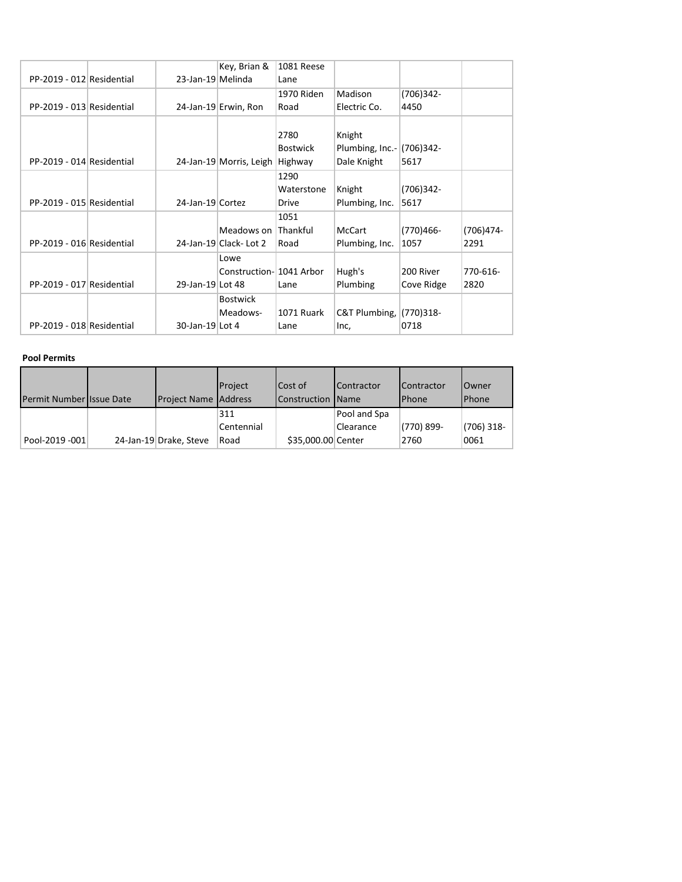| | | | | | | | |
|---|---|---|---|---|---|---|---|
| PP-2019 - 012 | Residential | 23-Jan-19 | Key, Brian & Melinda | 1081 Reese Lane | | | |
| PP-2019 - 013 | Residential | 24-Jan-19 | Erwin, Ron | 1970 Riden Road | Madison Electric Co. | (706)342-4450 | |
| PP-2019 - 014 | Residential | 24-Jan-19 | Morris, Leigh | 2780 Bostwick Highway | Knight Plumbing, Inc.- Dale Knight | (706)342-5617 | |
| PP-2019 - 015 | Residential | 24-Jan-19 | Cortez | 1290 Waterstone Drive | Knight Plumbing, Inc. | (706)342-5617 | |
| PP-2019 - 016 | Residential | 24-Jan-19 | Meadows on Clack- Lot 2 | 1051 Thankful Road | McCart Plumbing, Inc. | (770)466-1057 | (706)474-2291 |
| PP-2019 - 017 | Residential | 29-Jan-19 | Lowe Construction- Lot 48 | 1041 Arbor Lane | Hugh's Plumbing | 200 River Cove Ridge | 770-616-2820 |
| PP-2019 - 018 | Residential | 30-Jan-19 | Bostwick Meadows- Lot 4 | 1071 Ruark Lane | C&T Plumbing, Inc, | (770)318-0718 | |

**Pool Permits**

| Permit Number | Issue Date | Project Name | Project Address | Cost of Construction | Contractor Name | Contractor Phone | Owner Phone |
|---|---|---|---|---|---|---|---|
| Pool-2019 -001 | 24-Jan-19 | Drake, Steve | 311 Centennial Road | $35,000.00 | Pool and Spa Clearance Center | (770) 899-2760 | (706) 318-0061 |